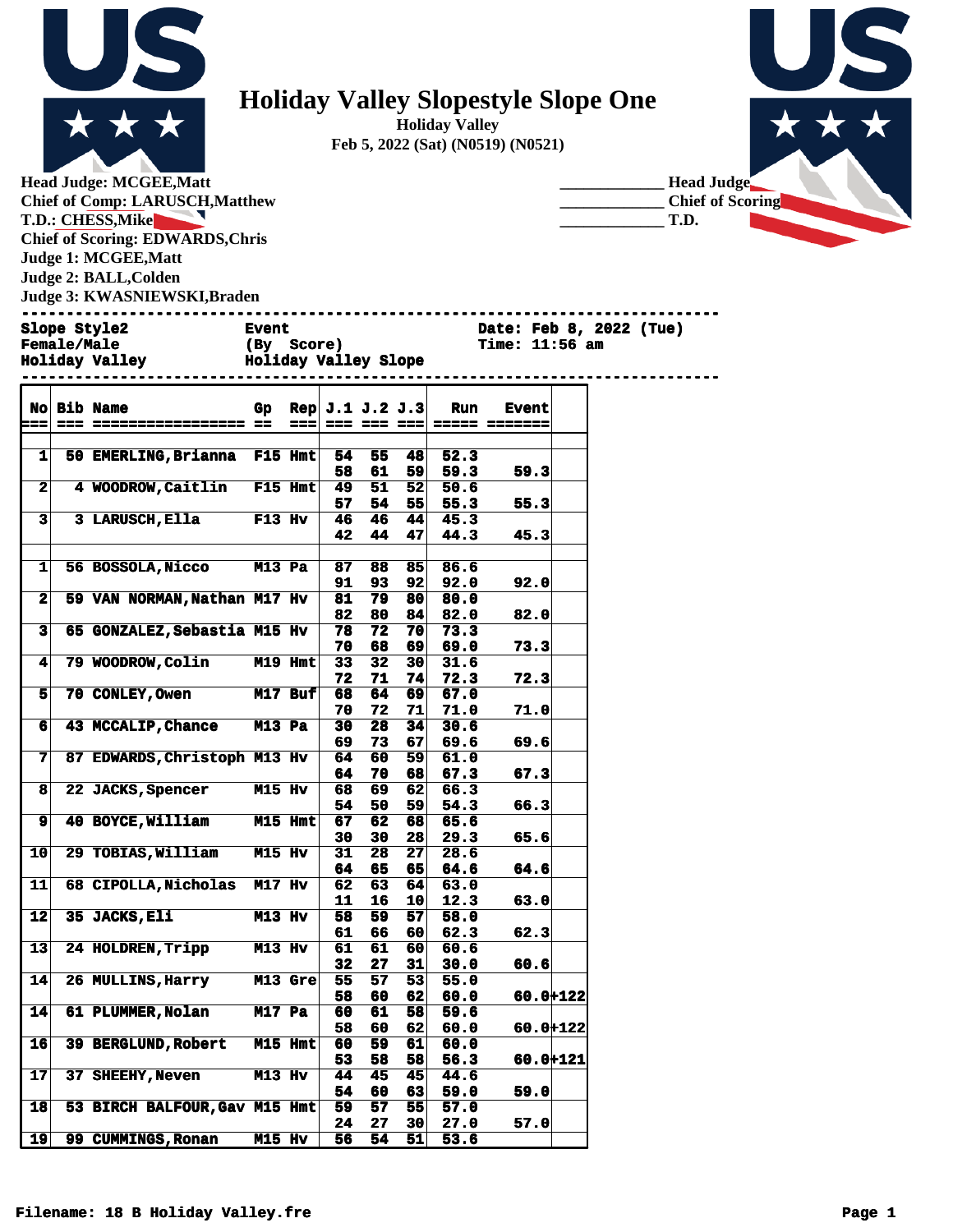# Holiday Valley Slopestyle Slope One

**Holiday Valley**
**Feb 5, 2022 (Sat) (N0519) (N0521)**

**Head Judge: MCGEE,Matt**
**Chief of Comp: LARUSCH,Matthew**
**T.D.: CHESS,Mike**
**Chief of Scoring: EDWARDS,Chris**
**Judge 1: MCGEE,Matt**
**Judge 2: BALL,Colden**
**Judge 3: KWASNIEWSKI,Braden**

_____________ Head Judge
_____________ Chief of Scoring
_____________ T.D.

```
Slope Style2                Event                      Date: Feb 8, 2022 (Tue)
Female/Male                 (By  Score)                Time: 11:56 am
Holiday Valley              Holiday Valley Slope
```

| No | Bib | Name | Gp | Rep | J.1 | J.2 | J.3 | Run | Event | |
|---|---|---|---|---|---|---|---|---|---|---|
| 1 | 50 | EMERLING,Brianna | F15 | Hmt | 54 | 55 | 48 | 52.3 | | |
| | | | | | 58 | 61 | 59 | 59.3 | 59.3 | |
| 2 | 4 | WOODROW,Caitlin | F15 | Hmt | 49 | 51 | 52 | 50.6 | | |
| | | | | | 57 | 54 | 55 | 55.3 | 55.3 | |
| 3 | 3 | LARUSCH,Ella | F13 | Hv | 46 | 46 | 44 | 45.3 | | |
| | | | | | 42 | 44 | 47 | 44.3 | 45.3 | |
| | | | | | | | | | | |
| 1 | 56 | BOSSOLA,Nicco | M13 | Pa | 87 | 88 | 85 | 86.6 | | |
| | | | | | 91 | 93 | 92 | 92.0 | 92.0 | |
| 2 | 59 | VAN NORMAN,Nathan | M17 | Hv | 81 | 79 | 80 | 80.0 | | |
| | | | | | 82 | 80 | 84 | 82.0 | 82.0 | |
| 3 | 65 | GONZALEZ,Sebastia | M15 | Hv | 78 | 72 | 70 | 73.3 | | |
| | | | | | 70 | 68 | 69 | 69.0 | 73.3 | |
| 4 | 79 | WOODROW,Colin | M19 | Hmt | 33 | 32 | 30 | 31.6 | | |
| | | | | | 72 | 71 | 74 | 72.3 | 72.3 | |
| 5 | 70 | CONLEY,Owen | M17 | Buf | 68 | 64 | 69 | 67.0 | | |
| | | | | | 70 | 72 | 71 | 71.0 | 71.0 | |
| 6 | 43 | MCCALIP,Chance | M13 | Pa | 30 | 28 | 34 | 30.6 | | |
| | | | | | 69 | 73 | 67 | 69.6 | 69.6 | |
| 7 | 87 | EDWARDS,Christoph | M13 | Hv | 64 | 60 | 59 | 61.0 | | |
| | | | | | 64 | 70 | 68 | 67.3 | 67.3 | |
| 8 | 22 | JACKS,Spencer | M15 | Hv | 68 | 69 | 62 | 66.3 | | |
| | | | | | 54 | 50 | 59 | 54.3 | 66.3 | |
| 9 | 40 | BOYCE,William | M15 | Hmt | 67 | 62 | 68 | 65.6 | | |
| | | | | | 30 | 30 | 28 | 29.3 | 65.6 | |
| 10 | 29 | TOBIAS,William | M15 | Hv | 31 | 28 | 27 | 28.6 | | |
| | | | | | 64 | 65 | 65 | 64.6 | 64.6 | |
| 11 | 68 | CIPOLLA,Nicholas | M17 | Hv | 62 | 63 | 64 | 63.0 | | |
| | | | | | 11 | 16 | 10 | 12.3 | 63.0 | |
| 12 | 35 | JACKS,Eli | M13 | Hv | 58 | 59 | 57 | 58.0 | | |
| | | | | | 61 | 66 | 60 | 62.3 | 62.3 | |
| 13 | 24 | HOLDREN,Tripp | M13 | Hv | 61 | 61 | 60 | 60.6 | | |
| | | | | | 32 | 27 | 31 | 30.0 | 60.6 | |
| 14 | 26 | MULLINS,Harry | M13 | Gre | 55 | 57 | 53 | 55.0 | | |
| | | | | | 58 | 60 | 62 | 60.0 | 60.0 | +122 |
| 14 | 61 | PLUMMER,Nolan | M17 | Pa | 60 | 61 | 58 | 59.6 | | |
| | | | | | 58 | 60 | 62 | 60.0 | 60.0 | +122 |
| 16 | 39 | BERGLUND,Robert | M15 | Hmt | 60 | 59 | 61 | 60.0 | | |
| | | | | | 53 | 58 | 58 | 56.3 | 60.0 | +121 |
| 17 | 37 | SHEEHY,Neven | M13 | Hv | 44 | 45 | 45 | 44.6 | | |
| | | | | | 54 | 60 | 63 | 59.0 | 59.0 | |
| 18 | 53 | BIRCH BALFOUR,Gav | M15 | Hmt | 59 | 57 | 55 | 57.0 | | |
| | | | | | 24 | 27 | 30 | 27.0 | 57.0 | |
| 19 | 99 | CUMMINGS,Ronan | M15 | Hv | 56 | 54 | 51 | 53.6 | | |

**Filename: 18 B Holiday Valley.fre**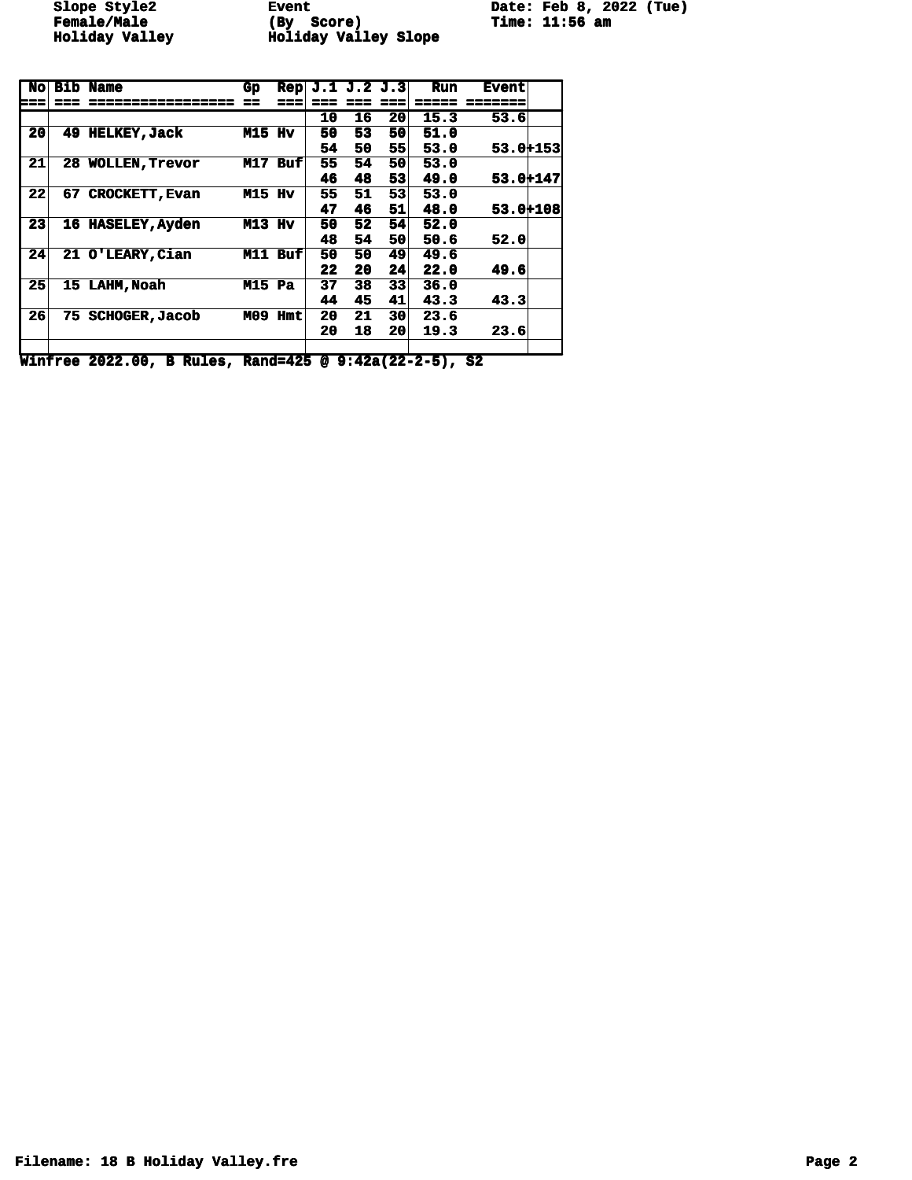Slope Style2 | Event | Date: Feb 8, 2022 (Tue)
Female/Male | (By Score) | Time: 11:56 am
Holiday Valley | Holiday Valley Slope

| No | Bib | Name | Gp | Rep | J.1 | J.2 | J.3 | Run | Event | |
|---|---|---|---|---|---|---|---|---|---|---|
| | | | | | 10 | 16 | 20 | 15.3 | 53.6 | |
| 20 | 49 | HELKEY,Jack | M15 | Hv | 50 | 53 | 50 | 51.0 | | |
| | | | | | 54 | 50 | 55 | 53.0 | 53.0 | +153 |
| 21 | 28 | WOLLEN,Trevor | M17 | Buf | 55 | 54 | 50 | 53.0 | | |
| | | | | | 46 | 48 | 53 | 49.0 | 53.0 | +147 |
| 22 | 67 | CROCKETT,Evan | M15 | Hv | 55 | 51 | 53 | 53.0 | | |
| | | | | | 47 | 46 | 51 | 48.0 | 53.0 | +108 |
| 23 | 16 | HASELEY,Ayden | M13 | Hv | 50 | 52 | 54 | 52.0 | | |
| | | | | | 48 | 54 | 50 | 50.6 | 52.0 | |
| 24 | 21 | O'LEARY,Cian | M11 | Buf | 50 | 50 | 49 | 49.6 | | |
| | | | | | 22 | 20 | 24 | 22.0 | 49.6 | |
| 25 | 15 | LAHM,Noah | M15 | Pa | 37 | 38 | 33 | 36.0 | | |
| | | | | | 44 | 45 | 41 | 43.3 | 43.3 | |
| 26 | 75 | SCHOGER,Jacob | M09 | Hmt | 20 | 21 | 30 | 23.6 | | |
| | | | | | 20 | 18 | 20 | 19.3 | 23.6 | |

Winfree 2022.00, B Rules, Rand=425 @ 9:42a(22-2-5), S2

Filename: 18 B Holiday Valley.fre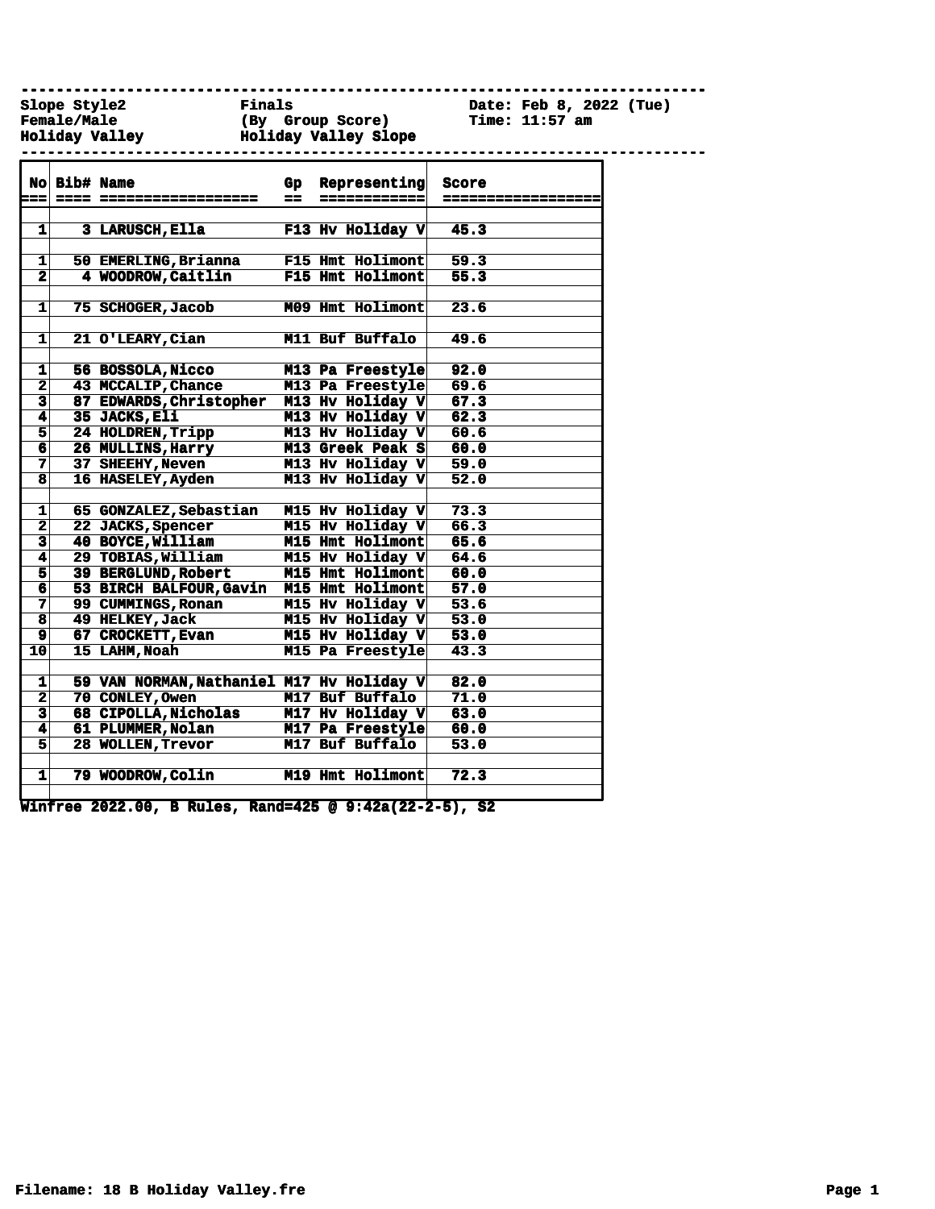Slope Style2 | Finals | Date: Feb 8, 2022 (Tue)
Female/Male | (By Group Score) | Time: 11:57 am
Holiday Valley | Holiday Valley Slope

| No | Bib# | Name | Gp | Representing | Score |
|---|---|---|---|---|---|
| 1 | 3 | LARUSCH,Ella | F13 | Hv Holiday V | 45.3 |
| | | | | | |
| 1 | 50 | EMERLING,Brianna | F15 | Hmt Holimont | 59.3 |
| 2 | 4 | WOODROW,Caitlin | F15 | Hmt Holimont | 55.3 |
| | | | | | |
| 1 | 75 | SCHOGER,Jacob | M09 | Hmt Holimont | 23.6 |
| | | | | | |
| 1 | 21 | O'LEARY,Cian | M11 | Buf Buffalo | 49.6 |
| | | | | | |
| 1 | 56 | BOSSOLA,Nicco | M13 | Pa Freestyle | 92.0 |
| 2 | 43 | MCCALIP,Chance | M13 | Pa Freestyle | 69.6 |
| 3 | 87 | EDWARDS,Christopher | M13 | Hv Holiday V | 67.3 |
| 4 | 35 | JACKS,Eli | M13 | Hv Holiday V | 62.3 |
| 5 | 24 | HOLDREN,Tripp | M13 | Hv Holiday V | 60.6 |
| 6 | 26 | MULLINS,Harry | M13 | Greek Peak S | 60.0 |
| 7 | 37 | SHEEHY,Neven | M13 | Hv Holiday V | 59.0 |
| 8 | 16 | HASELEY,Ayden | M13 | Hv Holiday V | 52.0 |
| | | | | | |
| 1 | 65 | GONZALEZ,Sebastian | M15 | Hv Holiday V | 73.3 |
| 2 | 22 | JACKS,Spencer | M15 | Hv Holiday V | 66.3 |
| 3 | 40 | BOYCE,William | M15 | Hmt Holimont | 65.6 |
| 4 | 29 | TOBIAS,William | M15 | Hv Holiday V | 64.6 |
| 5 | 39 | BERGLUND,Robert | M15 | Hmt Holimont | 60.0 |
| 6 | 53 | BIRCH BALFOUR,Gavin | M15 | Hmt Holimont | 57.0 |
| 7 | 99 | CUMMINGS,Ronan | M15 | Hv Holiday V | 53.6 |
| 8 | 49 | HELKEY,Jack | M15 | Hv Holiday V | 53.0 |
| 9 | 67 | CROCKETT,Evan | M15 | Hv Holiday V | 53.0 |
| 10 | 15 | LAHM,Noah | M15 | Pa Freestyle | 43.3 |
| | | | | | |
| 1 | 59 | VAN NORMAN,Nathaniel | M17 | Hv Holiday V | 82.0 |
| 2 | 70 | CONLEY,Owen | M17 | Buf Buffalo | 71.0 |
| 3 | 68 | CIPOLLA,Nicholas | M17 | Hv Holiday V | 63.0 |
| 4 | 61 | PLUMMER,Nolan | M17 | Pa Freestyle | 60.0 |
| 5 | 28 | WOLLEN,Trevor | M17 | Buf Buffalo | 53.0 |
| | | | | | |
| 1 | 79 | WOODROW,Colin | M19 | Hmt Holimont | 72.3 |

Winfree 2022.00, B Rules, Rand=425 @ 9:42a(22-2-5), S2

Filename: 18 B Holiday Valley.fre